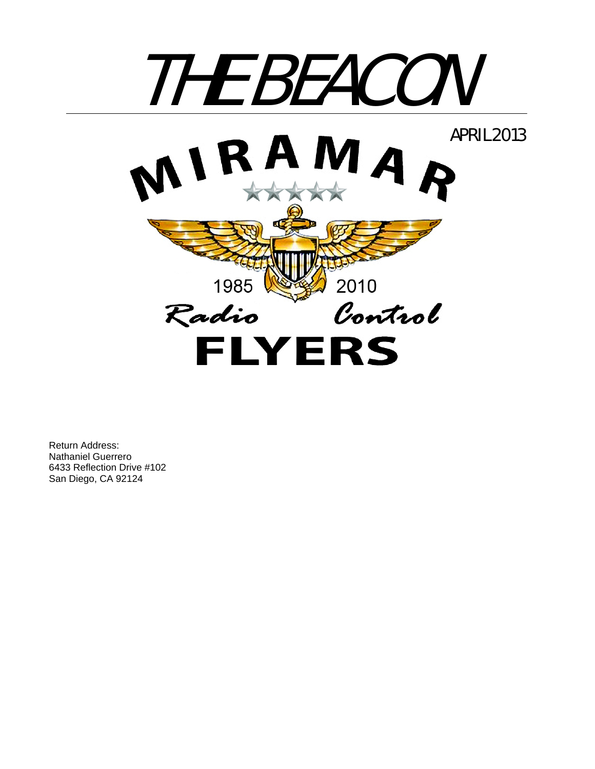# THE BEACON

APRIL 2013

MIRAMAR

1985 2010

Radio Control

FLYERS

Return Address:
Nathaniel Guerrero
6433 Reflection Drive #102
San Diego, CA 92124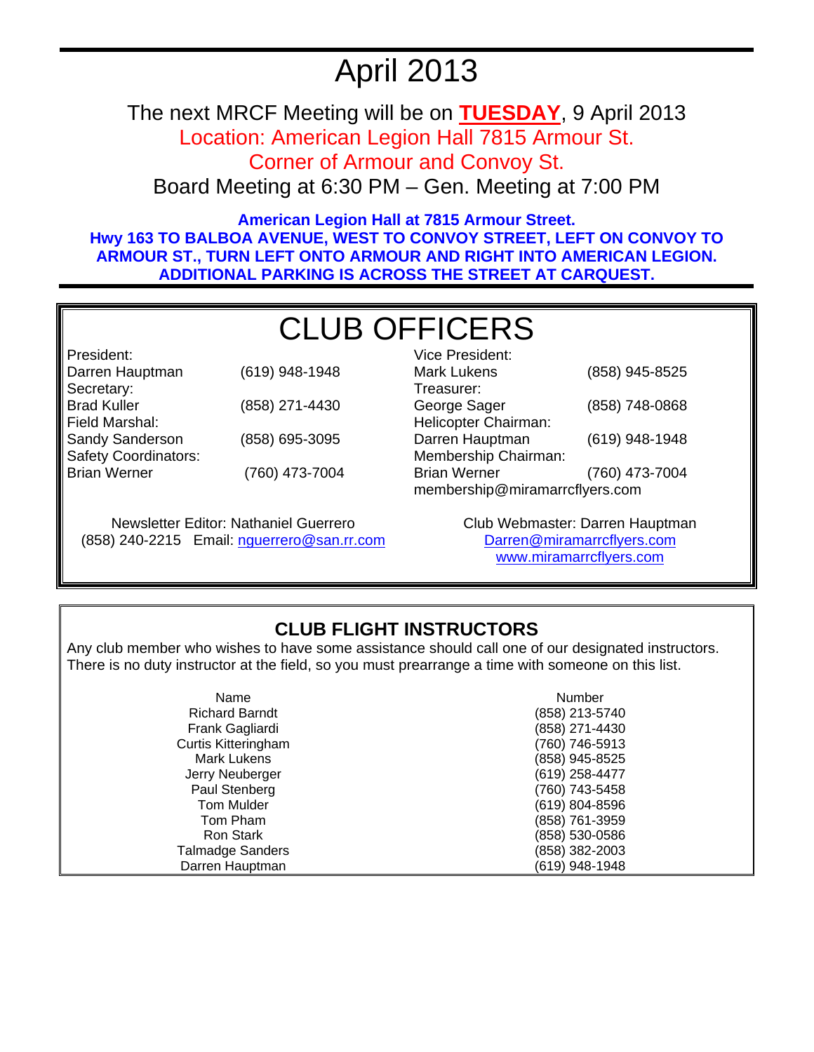# April 2013

The next MRCF Meeting will be on **TUESDAY**, 9 April 2013
Location: American Legion Hall 7815 Armour St.
Corner of Armour and Convoy St.
Board Meeting at 6:30 PM – Gen. Meeting at 7:00 PM

**American Legion Hall at 7815 Armour Street.**
**Hwy 163 TO BALBOA AVENUE, WEST TO CONVOY STREET, LEFT ON CONVOY TO ARMOUR ST., TURN LEFT ONTO ARMOUR AND RIGHT INTO AMERICAN LEGION. ADDITIONAL PARKING IS ACROSS THE STREET AT CARQUEST.**

## CLUB OFFICERS

President:
Darren Hauptman (619) 948-1948

Secretary:
Brad Kuller (858) 271-4430

Field Marshal:
Sandy Sanderson (858) 695-3095

Safety Coordinators:
Brian Werner (760) 473-7004

Vice President:
Mark Lukens (858) 945-8525

Treasurer:
George Sager (858) 748-0868

Helicopter Chairman:
Darren Hauptman (619) 948-1948

Membership Chairman:
Brian Werner (760) 473-7004
membership@miramarrcflyers.com

Newsletter Editor: Nathaniel Guerrero
(858) 240-2215 Email: nguerrero@san.rr.com

Club Webmaster: Darren Hauptman
Darren@miramarrcflyers.com
www.miramarrcflyers.com

## CLUB FLIGHT INSTRUCTORS

Any club member who wishes to have some assistance should call one of our designated instructors. There is no duty instructor at the field, so you must prearrange a time with someone on this list.

| Name | Number |
|---|---|
| Richard Barndt | (858) 213-5740 |
| Frank Gagliardi | (858) 271-4430 |
| Curtis Kitteringham | (760) 746-5913 |
| Mark Lukens | (858) 945-8525 |
| Jerry Neuberger | (619) 258-4477 |
| Paul Stenberg | (760) 743-5458 |
| Tom Mulder | (619) 804-8596 |
| Tom Pham | (858) 761-3959 |
| Ron Stark | (858) 530-0586 |
| Talmadge Sanders | (858) 382-2003 |
| Darren Hauptman | (619) 948-1948 |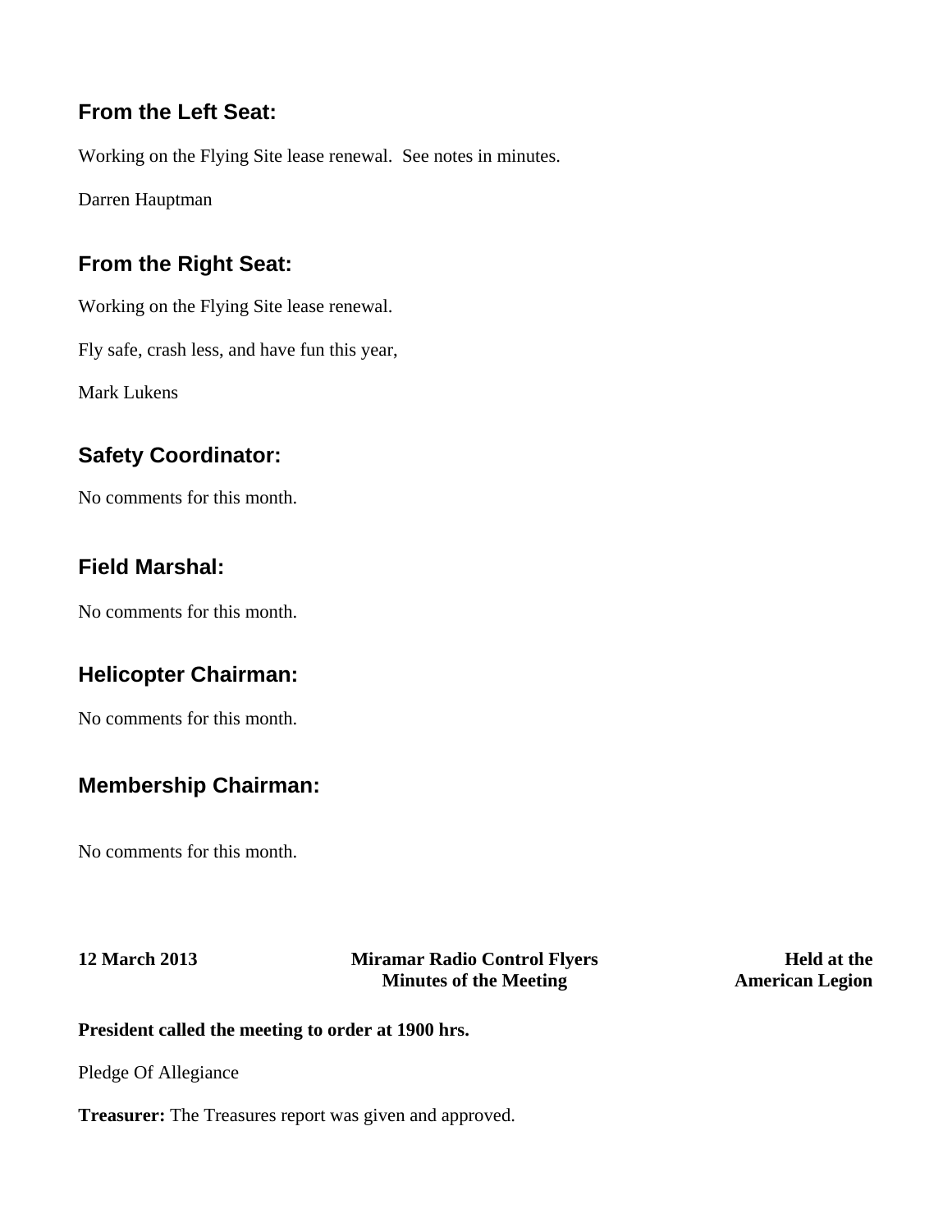## From the Left Seat:

Working on the Flying Site lease renewal.  See notes in minutes.

Darren Hauptman

## From the Right Seat:

Working on the Flying Site lease renewal.

Fly safe, crash less, and have fun this year,

Mark Lukens

## Safety Coordinator:

No comments for this month.

## Field Marshal:

No comments for this month.

## Helicopter Chairman:

No comments for this month.

## Membership Chairman:

No comments for this month.

| **12 March 2013** | **Miramar Radio Control Flyers Minutes of the Meeting** | **Held at the American Legion** |
|---|---|---|

**President called the meeting to order at 1900 hrs.**

Pledge Of Allegiance

**Treasurer:** The Treasures report was given and approved.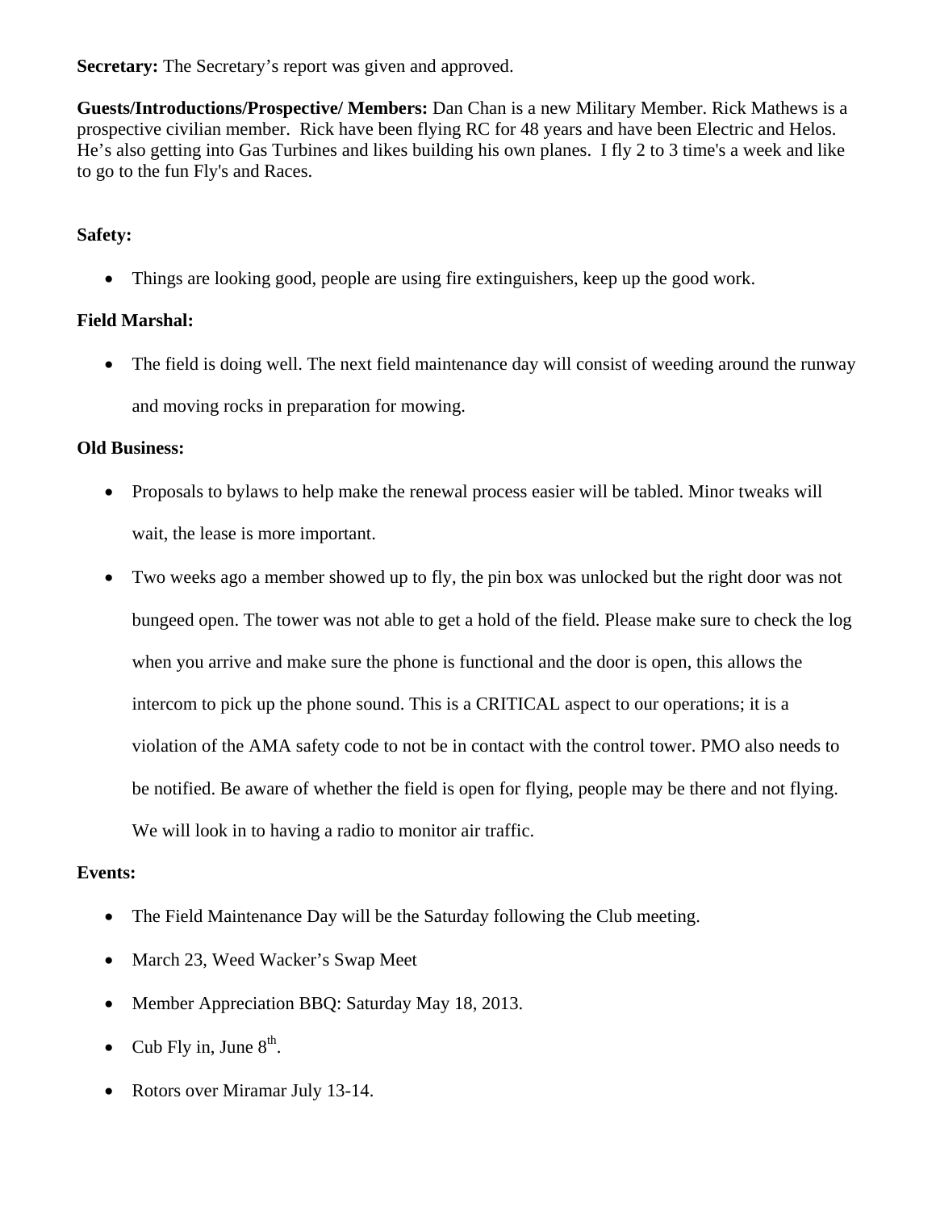**Secretary:** The Secretary's report was given and approved.

**Guests/Introductions/Prospective/ Members:** Dan Chan is a new Military Member. Rick Mathews is a prospective civilian member.  Rick have been flying RC for 48 years and have been Electric and Helos. He's also getting into Gas Turbines and likes building his own planes.  I fly 2 to 3 time's a week and like to go to the fun Fly's and Races.

**Safety:**

- Things are looking good, people are using fire extinguishers, keep up the good work.

**Field Marshal:**

- The field is doing well. The next field maintenance day will consist of weeding around the runway and moving rocks in preparation for mowing.

**Old Business:**

- Proposals to bylaws to help make the renewal process easier will be tabled. Minor tweaks will wait, the lease is more important.
- Two weeks ago a member showed up to fly, the pin box was unlocked but the right door was not bungeed open. The tower was not able to get a hold of the field. Please make sure to check the log when you arrive and make sure the phone is functional and the door is open, this allows the intercom to pick up the phone sound. This is a CRITICAL aspect to our operations; it is a violation of the AMA safety code to not be in contact with the control tower. PMO also needs to be notified. Be aware of whether the field is open for flying, people may be there and not flying. We will look in to having a radio to monitor air traffic.

**Events:**

- The Field Maintenance Day will be the Saturday following the Club meeting.
- March 23, Weed Wacker's Swap Meet
- Member Appreciation BBQ: Saturday May 18, 2013.
- Cub Fly in, June 8th.
- Rotors over Miramar July 13-14.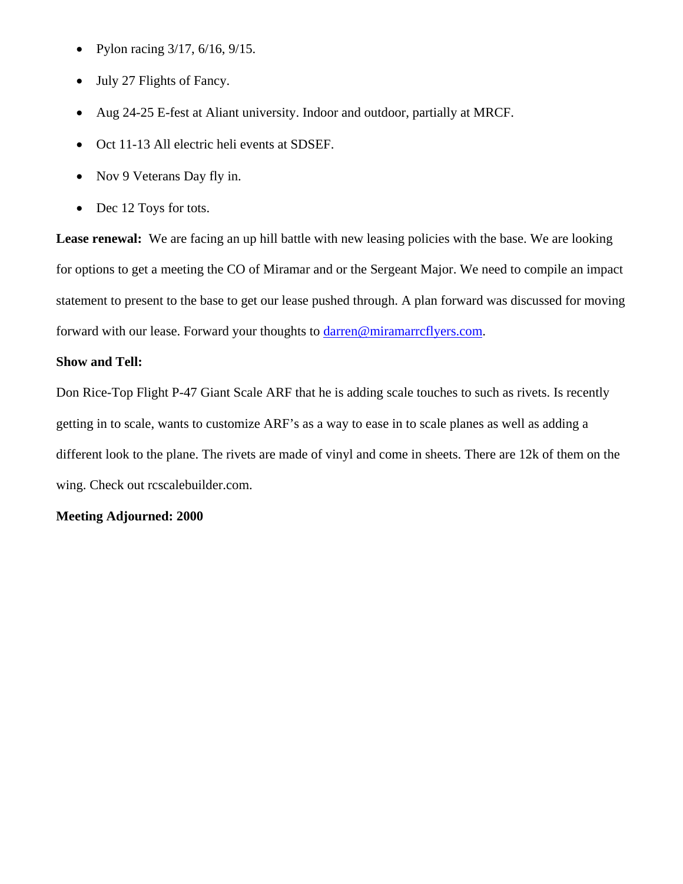- Pylon racing 3/17, 6/16, 9/15.
- July 27 Flights of Fancy.
- Aug 24-25 E-fest at Aliant university. Indoor and outdoor, partially at MRCF.
- Oct 11-13 All electric heli events at SDSEF.
- Nov 9 Veterans Day fly in.
- Dec 12 Toys for tots.

**Lease renewal:** We are facing an up hill battle with new leasing policies with the base. We are looking for options to get a meeting the CO of Miramar and or the Sergeant Major. We need to compile an impact statement to present to the base to get our lease pushed through. A plan forward was discussed for moving forward with our lease. Forward your thoughts to darren@miramarrcflyers.com.

**Show and Tell:**

Don Rice-Top Flight P-47 Giant Scale ARF that he is adding scale touches to such as rivets. Is recently getting in to scale, wants to customize ARF's as a way to ease in to scale planes as well as adding a different look to the plane. The rivets are made of vinyl and come in sheets. There are 12k of them on the wing. Check out rcscalebuilder.com.

**Meeting Adjourned: 2000**